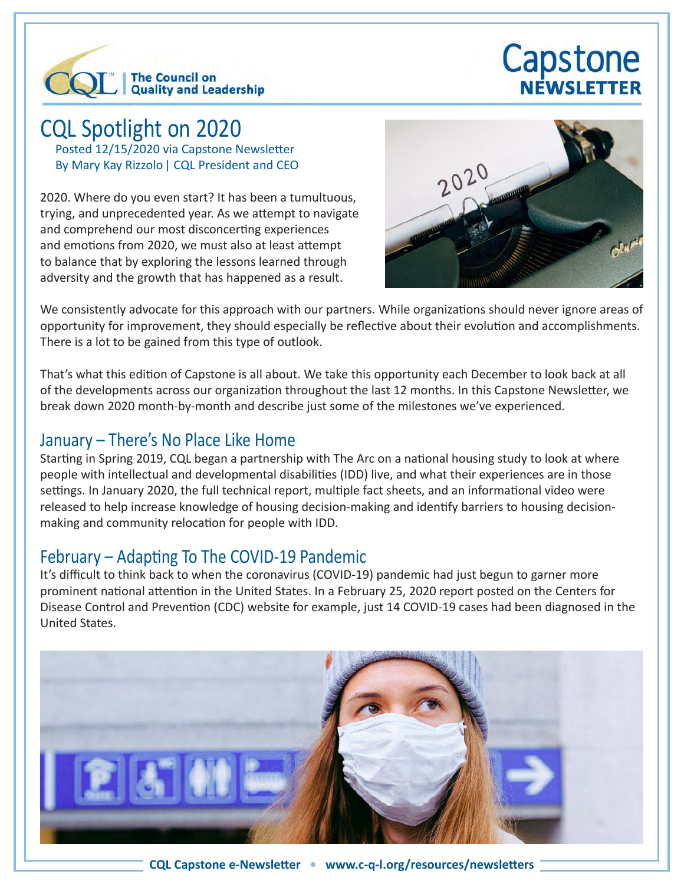The Council on Quality and Leadership

Capstone NEWSLETTER

# CQL Spotlight on 2020

Posted 12/15/2020 via Capstone Newsletter
By Mary Kay Rizzolo | CQL President and CEO

2020. Where do you even start? It has been a tumultuous, trying, and unprecedented year. As we attempt to navigate and comprehend our most disconcerting experiences and emotions from 2020, we must also at least attempt to balance that by exploring the lessons learned through adversity and the growth that has happened as a result.

We consistently advocate for this approach with our partners. While organizations should never ignore areas of opportunity for improvement, they should especially be reflective about their evolution and accomplishments. There is a lot to be gained from this type of outlook.

That's what this edition of Capstone is all about. We take this opportunity each December to look back at all of the developments across our organization throughout the last 12 months. In this Capstone Newsletter, we break down 2020 month-by-month and describe just some of the milestones we've experienced.

## January – There's No Place Like Home

Starting in Spring 2019, CQL began a partnership with The Arc on a national housing study to look at where people with intellectual and developmental disabilities (IDD) live, and what their experiences are in those settings. In January 2020, the full technical report, multiple fact sheets, and an informational video were released to help increase knowledge of housing decision-making and identify barriers to housing decision-making and community relocation for people with IDD.

## February – Adapting To The COVID-19 Pandemic

It's difficult to think back to when the coronavirus (COVID-19) pandemic had just begun to garner more prominent national attention in the United States. In a February 25, 2020 report posted on the Centers for Disease Control and Prevention (CDC) website for example, just 14 COVID-19 cases had been diagnosed in the United States.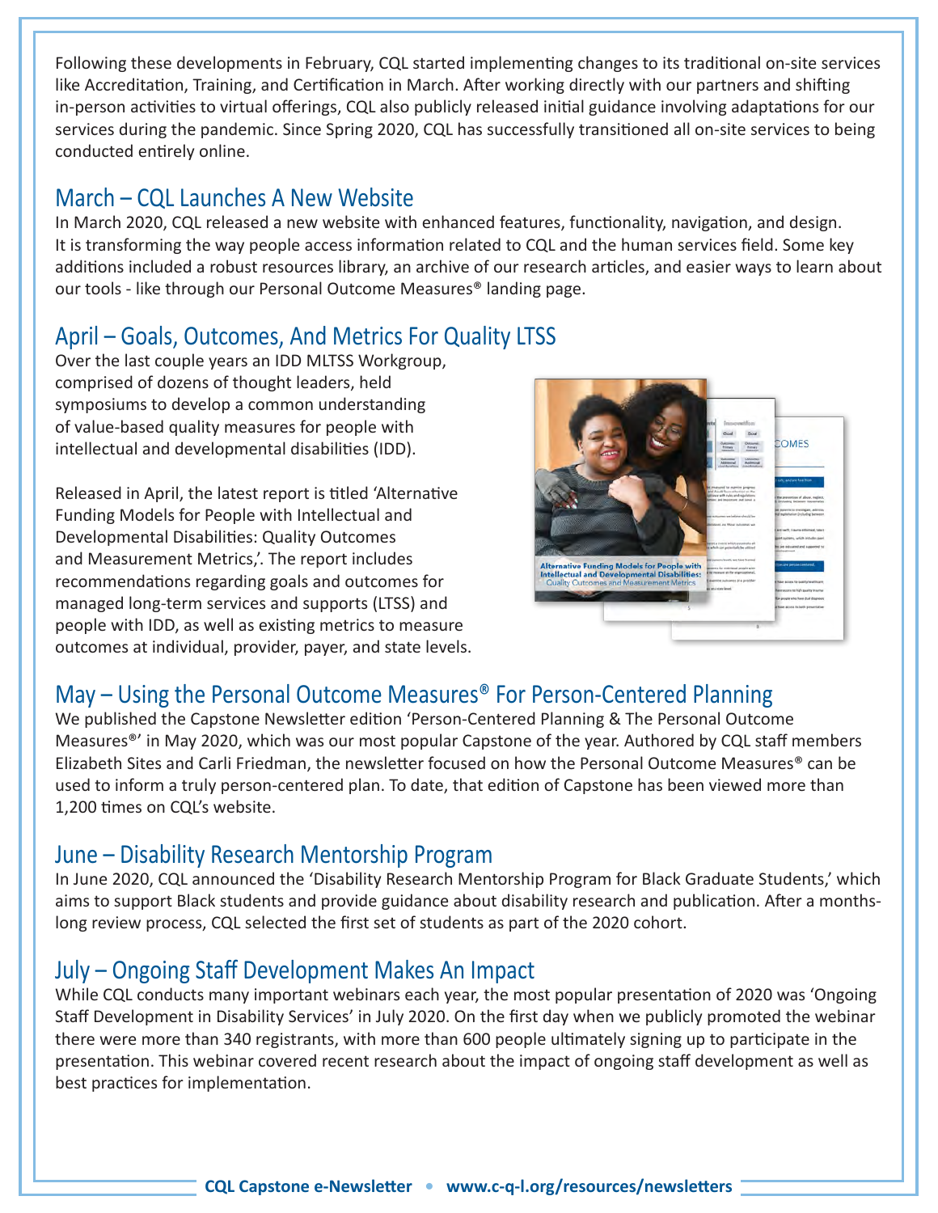Following these developments in February, CQL started implementing changes to its traditional on-site services like Accreditation, Training, and Certification in March. After working directly with our partners and shifting in-person activities to virtual offerings, CQL also publicly released initial guidance involving adaptations for our services during the pandemic. Since Spring 2020, CQL has successfully transitioned all on-site services to being conducted entirely online.

## March – CQL Launches A New Website

In March 2020, CQL released a new website with enhanced features, functionality, navigation, and design. It is transforming the way people access information related to CQL and the human services field. Some key additions included a robust resources library, an archive of our research articles, and easier ways to learn about our tools - like through our Personal Outcome Measures® landing page.

## April – Goals, Outcomes, And Metrics For Quality LTSS

Over the last couple years an IDD MLTSS Workgroup, comprised of dozens of thought leaders, held symposiums to develop a common understanding of value-based quality measures for people with intellectual and developmental disabilities (IDD).

Released in April, the latest report is titled 'Alternative Funding Models for People with Intellectual and Developmental Disabilities: Quality Outcomes and Measurement Metrics,'. The report includes recommendations regarding goals and outcomes for managed long-term services and supports (LTSS) and people with IDD, as well as existing metrics to measure outcomes at individual, provider, payer, and state levels.

## May – Using the Personal Outcome Measures® For Person-Centered Planning

We published the Capstone Newsletter edition 'Person-Centered Planning & The Personal Outcome Measures®' in May 2020, which was our most popular Capstone of the year. Authored by CQL staff members Elizabeth Sites and Carli Friedman, the newsletter focused on how the Personal Outcome Measures® can be used to inform a truly person-centered plan. To date, that edition of Capstone has been viewed more than 1,200 times on CQL's website.

## June – Disability Research Mentorship Program

In June 2020, CQL announced the 'Disability Research Mentorship Program for Black Graduate Students,' which aims to support Black students and provide guidance about disability research and publication. After a months-long review process, CQL selected the first set of students as part of the 2020 cohort.

## July – Ongoing Staff Development Makes An Impact

While CQL conducts many important webinars each year, the most popular presentation of 2020 was 'Ongoing Staff Development in Disability Services' in July 2020. On the first day when we publicly promoted the webinar there were more than 340 registrants, with more than 600 people ultimately signing up to participate in the presentation. This webinar covered recent research about the impact of ongoing staff development as well as best practices for implementation.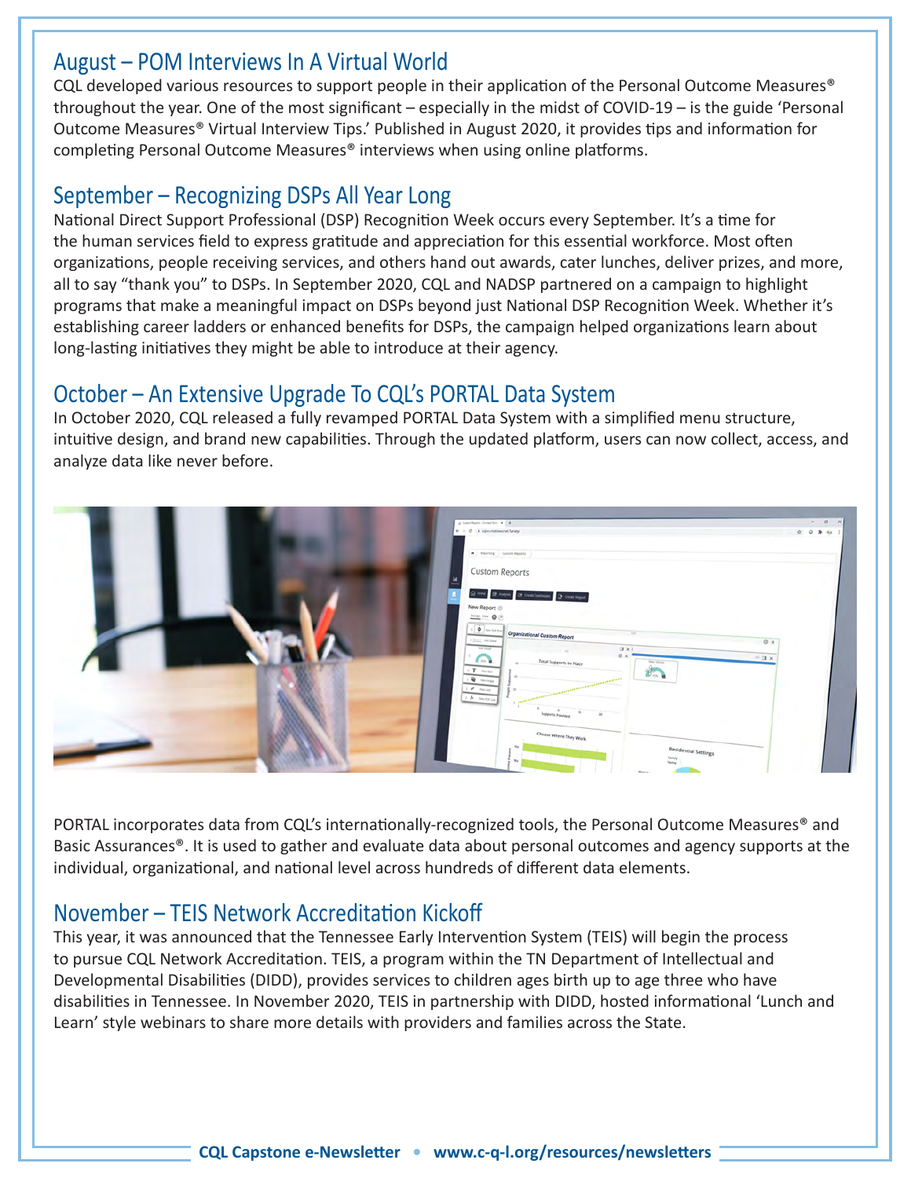## August – POM Interviews In A Virtual World

CQL developed various resources to support people in their application of the Personal Outcome Measures® throughout the year. One of the most significant – especially in the midst of COVID-19 – is the guide 'Personal Outcome Measures® Virtual Interview Tips.' Published in August 2020, it provides tips and information for completing Personal Outcome Measures® interviews when using online platforms.

## September – Recognizing DSPs All Year Long

National Direct Support Professional (DSP) Recognition Week occurs every September. It's a time for the human services field to express gratitude and appreciation for this essential workforce. Most often organizations, people receiving services, and others hand out awards, cater lunches, deliver prizes, and more, all to say "thank you" to DSPs. In September 2020, CQL and NADSP partnered on a campaign to highlight programs that make a meaningful impact on DSPs beyond just National DSP Recognition Week. Whether it's establishing career ladders or enhanced benefits for DSPs, the campaign helped organizations learn about long-lasting initiatives they might be able to introduce at their agency.

## October – An Extensive Upgrade To CQL's PORTAL Data System

In October 2020, CQL released a fully revamped PORTAL Data System with a simplified menu structure, intuitive design, and brand new capabilities. Through the updated platform, users can now collect, access, and analyze data like never before.

PORTAL incorporates data from CQL's internationally-recognized tools, the Personal Outcome Measures® and Basic Assurances®. It is used to gather and evaluate data about personal outcomes and agency supports at the individual, organizational, and national level across hundreds of different data elements.

## November – TEIS Network Accreditation Kickoff

This year, it was announced that the Tennessee Early Intervention System (TEIS) will begin the process to pursue CQL Network Accreditation. TEIS, a program within the TN Department of Intellectual and Developmental Disabilities (DIDD), provides services to children ages birth up to age three who have disabilities in Tennessee. In November 2020, TEIS in partnership with DIDD, hosted informational 'Lunch and Learn' style webinars to share more details with providers and families across the State.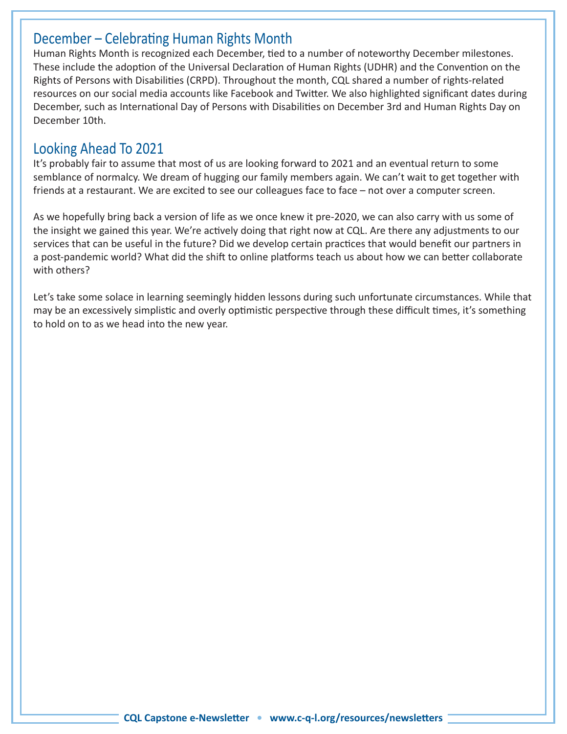## December – Celebrating Human Rights Month

Human Rights Month is recognized each December, tied to a number of noteworthy December milestones. These include the adoption of the Universal Declaration of Human Rights (UDHR) and the Convention on the Rights of Persons with Disabilities (CRPD). Throughout the month, CQL shared a number of rights-related resources on our social media accounts like Facebook and Twitter. We also highlighted significant dates during December, such as International Day of Persons with Disabilities on December 3rd and Human Rights Day on December 10th.

## Looking Ahead To 2021

It's probably fair to assume that most of us are looking forward to 2021 and an eventual return to some semblance of normalcy. We dream of hugging our family members again. We can't wait to get together with friends at a restaurant. We are excited to see our colleagues face to face – not over a computer screen.

As we hopefully bring back a version of life as we once knew it pre-2020, we can also carry with us some of the insight we gained this year. We're actively doing that right now at CQL. Are there any adjustments to our services that can be useful in the future? Did we develop certain practices that would benefit our partners in a post-pandemic world? What did the shift to online platforms teach us about how we can better collaborate with others?

Let's take some solace in learning seemingly hidden lessons during such unfortunate circumstances. While that may be an excessively simplistic and overly optimistic perspective through these difficult times, it's something to hold on to as we head into the new year.